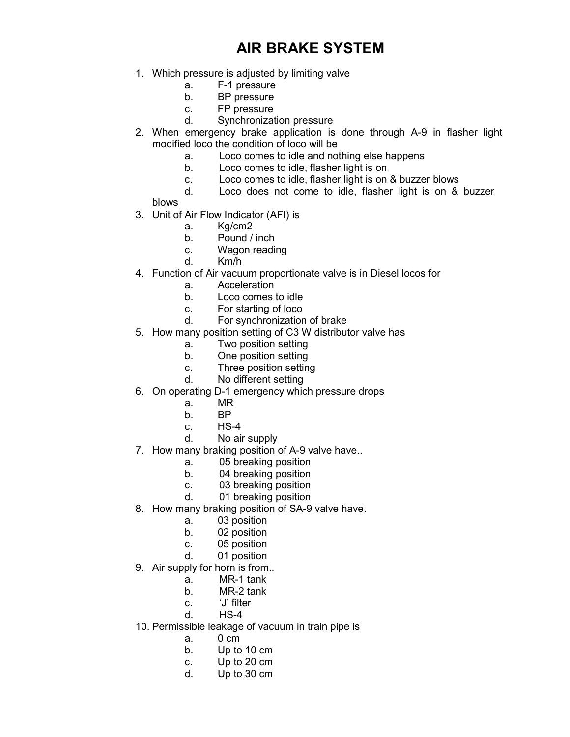# AIR BRAKE SYSTEM

1. Which pressure is adjusted by limiting valve
    a. F-1 pressure
    b. BP pressure
    c. FP pressure
    d. Synchronization pressure
2. When emergency brake application is done through A-9 in flasher light modified loco the condition of loco will be
    a. Loco comes to idle and nothing else happens
    b. Loco comes to idle, flasher light is on
    c. Loco comes to idle, flasher light is on & buzzer blows
    d. Loco does not come to idle, flasher light is on & buzzer blows
3. Unit of Air Flow Indicator (AFI) is
    a. Kg/cm2
    b. Pound / inch
    c. Wagon reading
    d. Km/h
4. Function of Air vacuum proportionate valve is in Diesel locos for
    a. Acceleration
    b. Loco comes to idle
    c. For starting of loco
    d. For synchronization of brake
5. How many position setting of C3 W distributor valve has
    a. Two position setting
    b. One position setting
    c. Three position setting
    d. No different setting
6. On operating D-1 emergency which pressure drops
    a. MR
    b. BP
    c. HS-4
    d. No air supply
7. How many braking position of A-9 valve have..
    a. 05 breaking position
    b. 04 breaking position
    c. 03 breaking position
    d. 01 breaking position
8. How many braking position of SA-9 valve have.
    a. 03 position
    b. 02 position
    c. 05 position
    d. 01 position
9. Air supply for horn is from..
    a. MR-1 tank
    b. MR-2 tank
    c. 'J' filter
    d. HS-4
10. Permissible leakage of vacuum in train pipe is
    a. 0 cm
    b. Up to 10 cm
    c. Up to 20 cm
    d. Up to 30 cm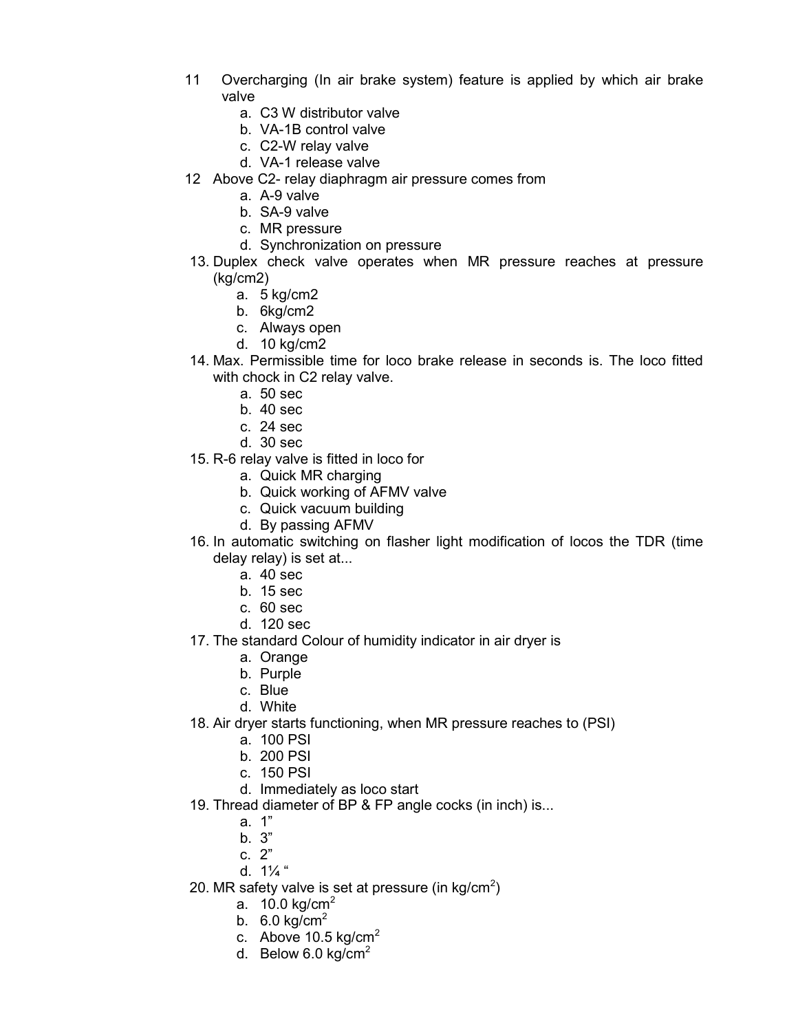11 Overcharging (In air brake system) feature is applied by which air brake valve
   a. C3 W distributor valve
   b. VA-1B control valve
   c. C2-W relay valve
   d. VA-1 release valve

12 Above C2- relay diaphragm air pressure comes from
   a. A-9 valve
   b. SA-9 valve
   c. MR pressure
   d. Synchronization on pressure

13. Duplex check valve operates when MR pressure reaches at pressure (kg/cm2)
   a. 5 kg/cm2
   b. 6kg/cm2
   c. Always open
   d. 10 kg/cm2

14. Max. Permissible time for loco brake release in seconds is. The loco fitted with chock in C2 relay valve.
   a. 50 sec
   b. 40 sec
   c. 24 sec
   d. 30 sec

15. R-6 relay valve is fitted in loco for
   a. Quick MR charging
   b. Quick working of AFMV valve
   c. Quick vacuum building
   d. By passing AFMV

16. In automatic switching on flasher light modification of locos the TDR (time delay relay) is set at...
   a. 40 sec
   b. 15 sec
   c. 60 sec
   d. 120 sec

17. The standard Colour of humidity indicator in air dryer is
   a. Orange
   b. Purple
   c. Blue
   d. White

18. Air dryer starts functioning, when MR pressure reaches to (PSI)
   a. 100 PSI
   b. 200 PSI
   c. 150 PSI
   d. Immediately as loco start

19. Thread diameter of BP & FP angle cocks (in inch) is...
   a. 1”
   b. 3”
   c. 2”
   d. 1¼ “

20. MR safety valve is set at pressure (in kg/$cm^2$)
   a. 10.0 kg/$cm^2$
   b. 6.0 kg/$cm^2$
   c. Above 10.5 kg/$cm^2$
   d. Below 6.0 kg/$cm^2$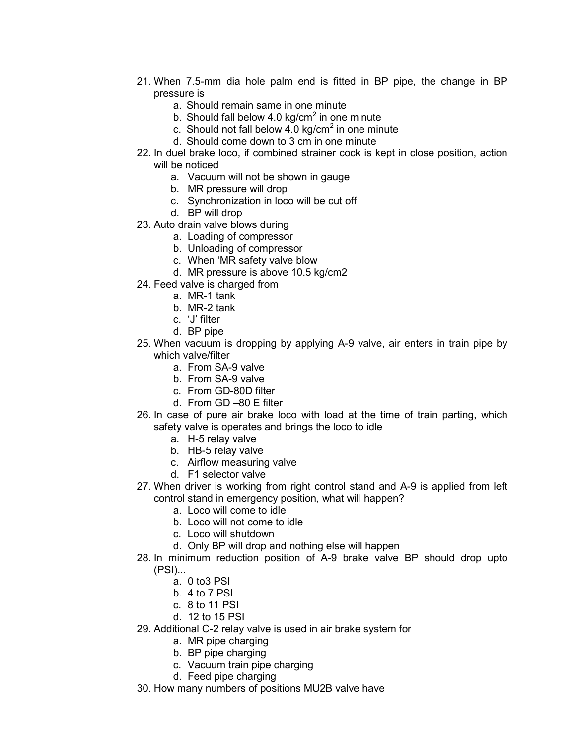21. When 7.5-mm dia hole palm end is fitted in BP pipe, the change in BP pressure is
    a. Should remain same in one minute
    b. Should fall below 4.0 kg/cm$^2$ in one minute
    c. Should not fall below 4.0 kg/cm$^2$ in one minute
    d. Should come down to 3 cm in one minute
22. In duel brake loco, if combined strainer cock is kept in close position, action will be noticed
    a. Vacuum will not be shown in gauge
    b. MR pressure will drop
    c. Synchronization in loco will be cut off
    d. BP will drop
23. Auto drain valve blows during
    a. Loading of compressor
    b. Unloading of compressor
    c. When 'MR safety valve blow
    d. MR pressure is above 10.5 kg/cm2
24. Feed valve is charged from
    a. MR-1 tank
    b. MR-2 tank
    c. 'J' filter
    d. BP pipe
25. When vacuum is dropping by applying A-9 valve, air enters in train pipe by which valve/filter
    a. From SA-9 valve
    b. From SA-9 valve
    c. From GD-80D filter
    d. From GD –80 E filter
26. In case of pure air brake loco with load at the time of train parting, which safety valve is operates and brings the loco to idle
    a. H-5 relay valve
    b. HB-5 relay valve
    c. Airflow measuring valve
    d. F1 selector valve
27. When driver is working from right control stand and A-9 is applied from left control stand in emergency position, what will happen?
    a. Loco will come to idle
    b. Loco will not come to idle
    c. Loco will shutdown
    d. Only BP will drop and nothing else will happen
28. In minimum reduction position of A-9 brake valve BP should drop upto (PSI)...
    a. 0 to3 PSI
    b. 4 to 7 PSI
    c. 8 to 11 PSI
    d. 12 to 15 PSI
29. Additional C-2 relay valve is used in air brake system for
    a. MR pipe charging
    b. BP pipe charging
    c. Vacuum train pipe charging
    d. Feed pipe charging
30. How many numbers of positions MU2B valve have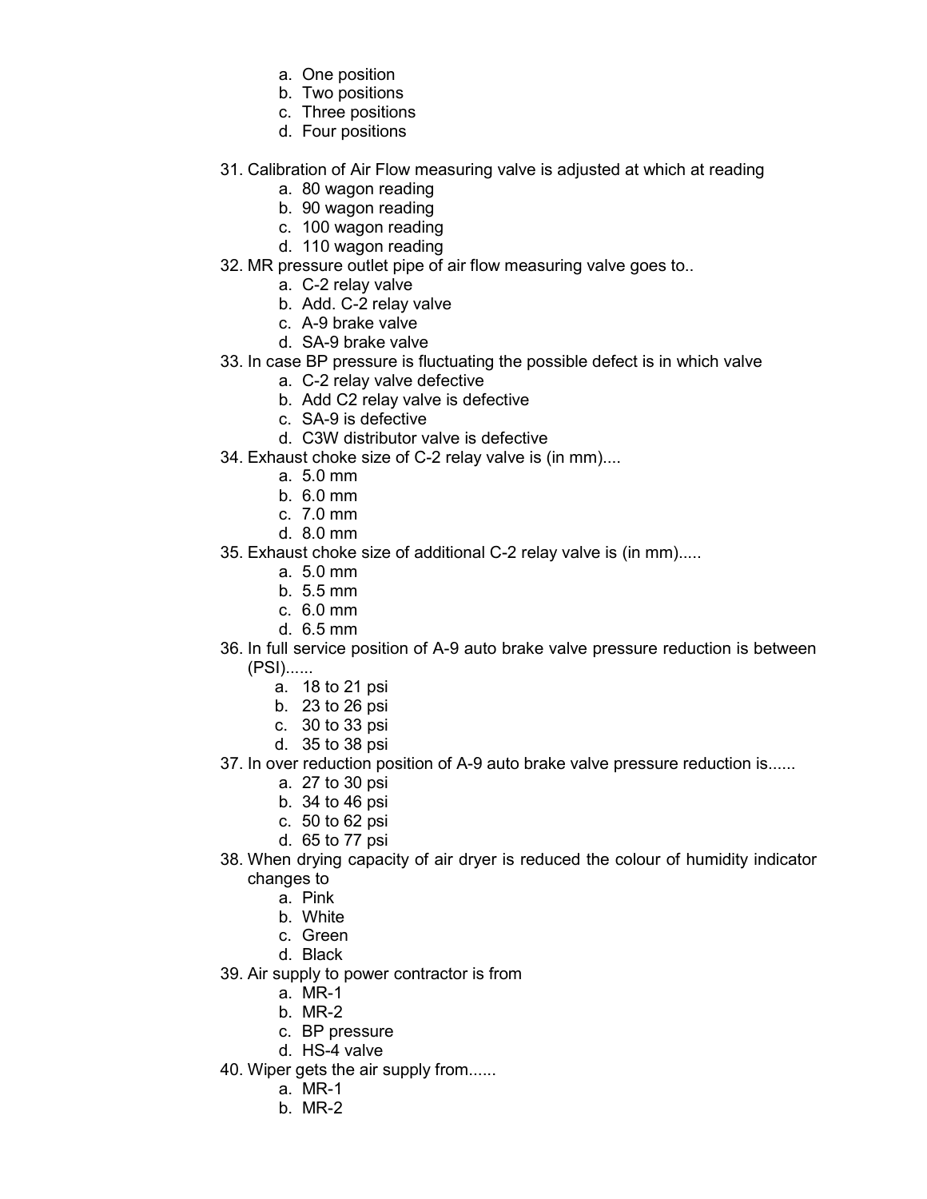a. One position
b. Two positions
c. Three positions
d. Four positions

31. Calibration of Air Flow measuring valve is adjusted at which at reading
    a. 80 wagon reading
    b. 90 wagon reading
    c. 100 wagon reading
    d. 110 wagon reading
32. MR pressure outlet pipe of air flow measuring valve goes to..
    a. C-2 relay valve
    b. Add. C-2 relay valve
    c. A-9 brake valve
    d. SA-9 brake valve
33. In case BP pressure is fluctuating the possible defect is in which valve
    a. C-2 relay valve defective
    b. Add C2 relay valve is defective
    c. SA-9 is defective
    d. C3W distributor valve is defective
34. Exhaust choke size of C-2 relay valve is (in mm)....
    a. 5.0 mm
    b. 6.0 mm
    c. 7.0 mm
    d. 8.0 mm
35. Exhaust choke size of additional C-2 relay valve is (in mm).....
    a. 5.0 mm
    b. 5.5 mm
    c. 6.0 mm
    d. 6.5 mm
36. In full service position of A-9 auto brake valve pressure reduction is between (PSI)......
    a. 18 to 21 psi
    b. 23 to 26 psi
    c. 30 to 33 psi
    d. 35 to 38 psi
37. In over reduction position of A-9 auto brake valve pressure reduction is......
    a. 27 to 30 psi
    b. 34 to 46 psi
    c. 50 to 62 psi
    d. 65 to 77 psi
38. When drying capacity of air dryer is reduced the colour of humidity indicator changes to
    a. Pink
    b. White
    c. Green
    d. Black
39. Air supply to power contractor is from
    a. MR-1
    b. MR-2
    c. BP pressure
    d. HS-4 valve
40. Wiper gets the air supply from......
    a. MR-1
    b. MR-2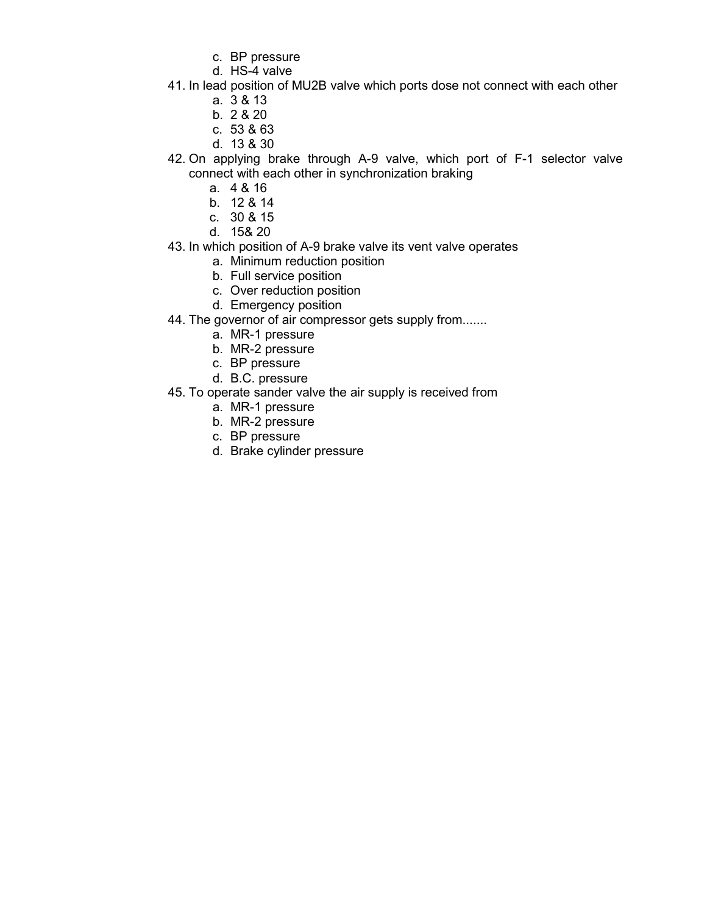c. BP pressure
   d. HS-4 valve

41. In lead position of MU2B valve which ports dose not connect with each other
    a. 3 & 13
    b. 2 & 20
    c. 53 & 63
    d. 13 & 30
42. On applying brake through A-9 valve, which port of F-1 selector valve connect with each other in synchronization braking
    a. 4 & 16
    b. 12 & 14
    c. 30 & 15
    d. 15& 20
43. In which position of A-9 brake valve its vent valve operates
    a. Minimum reduction position
    b. Full service position
    c. Over reduction position
    d. Emergency position
44. The governor of air compressor gets supply from.......
    a. MR-1 pressure
    b. MR-2 pressure
    c. BP pressure
    d. B.C. pressure
45. To operate sander valve the air supply is received from
    a. MR-1 pressure
    b. MR-2 pressure
    c. BP pressure
    d. Brake cylinder pressure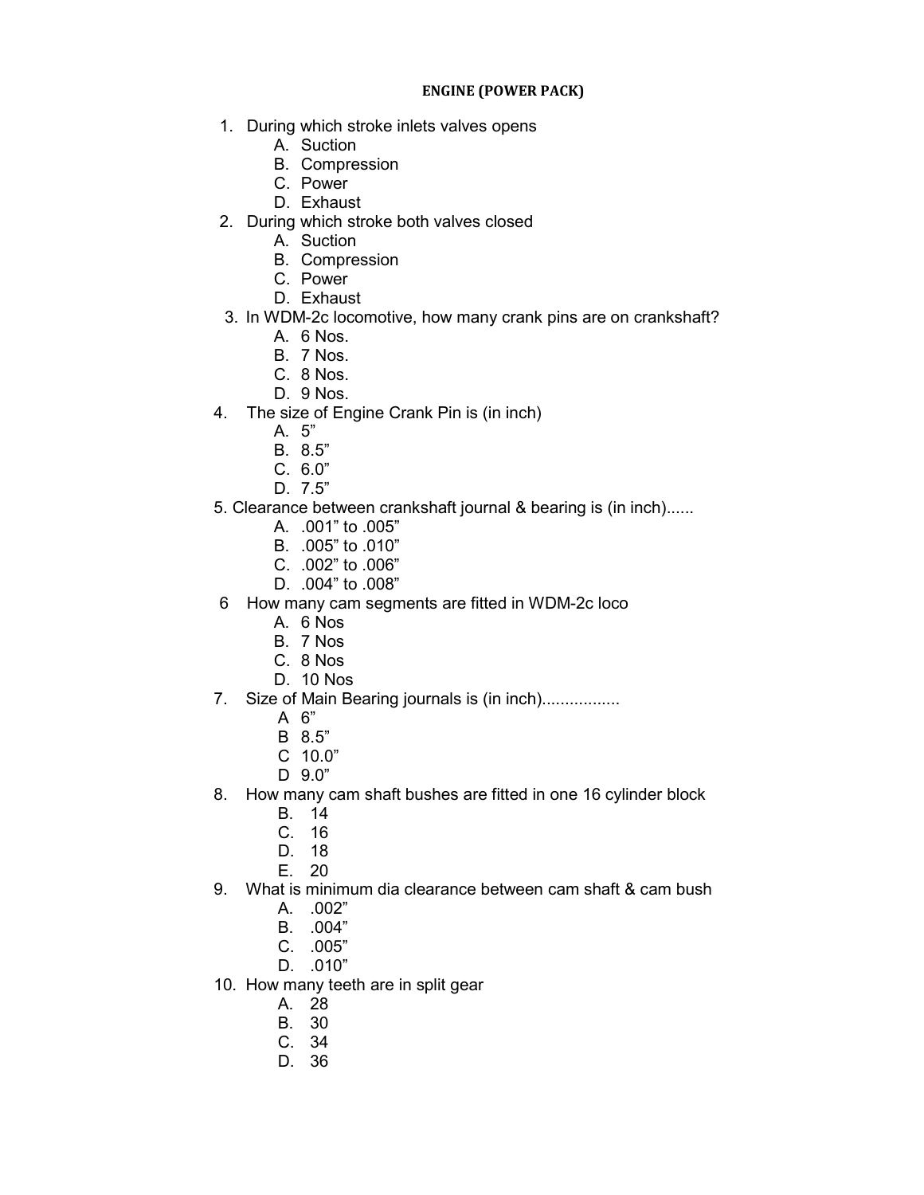## ENGINE (POWER PACK)

1. During which stroke inlets valves opens
   - A. Suction
   - B. Compression
   - C. Power
   - D. Exhaust
2. During which stroke both valves closed
   - A. Suction
   - B. Compression
   - C. Power
   - D. Exhaust
3. In WDM-2c locomotive, how many crank pins are on crankshaft?
   - A. 6 Nos.
   - B. 7 Nos.
   - C. 8 Nos.
   - D. 9 Nos.
4. The size of Engine Crank Pin is (in inch)
   - A. 5”
   - B. 8.5”
   - C. 6.0”
   - D. 7.5”
5. Clearance between crankshaft journal & bearing is (in inch)......
   - A. .001” to .005”
   - B. .005” to .010”
   - C. .002” to .006”
   - D. .004” to .008”
6. How many cam segments are fitted in WDM-2c loco
   - A. 6 Nos
   - B. 7 Nos
   - C. 8 Nos
   - D. 10 Nos
7. Size of Main Bearing journals is (in inch)................
   - A 6”
   - B 8.5”
   - C 10.0”
   - D 9.0”
8. How many cam shaft bushes are fitted in one 16 cylinder block
   - B. 14
   - C. 16
   - D. 18
   - E. 20
9. What is minimum dia clearance between cam shaft & cam bush
   - A. .002”
   - B. .004”
   - C. .005”
   - D. .010”
10. How many teeth are in split gear
    - A. 28
    - B. 30
    - C. 34
    - D. 36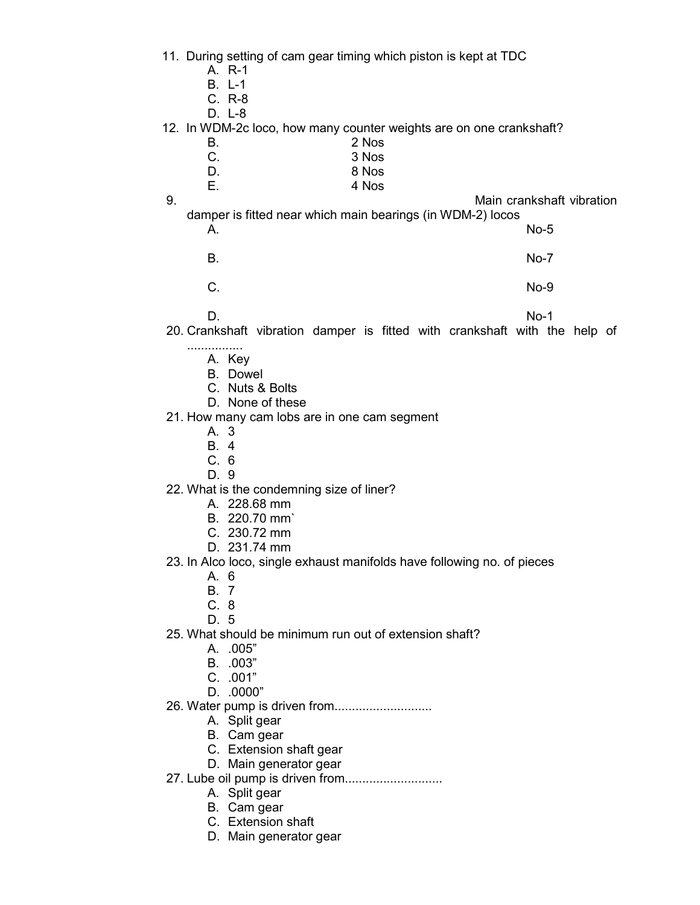11. During setting of cam gear timing which piston is kept at TDC
    - A. R-1
    - B. L-1
    - C. R-8
    - D. L-8

12. In WDM-2c loco, how many counter weights are on one crankshaft?
    - B. 2 Nos
    - C. 3 Nos
    - D. 8 Nos
    - E. 4 Nos

9. Main crankshaft vibration damper is fitted near which main bearings (in WDM-2) locos
    - A. No-5
    - B. No-7
    - C. No-9
    - D. No-1

20. Crankshaft vibration damper is fitted with crankshaft with the help of ................
    - A. Key
    - B. Dowel
    - C. Nuts & Bolts
    - D. None of these

21. How many cam lobs are in one cam segment
    - A. 3
    - B. 4
    - C. 6
    - D. 9

22. What is the condemning size of liner?
    - A. 228.68 mm
    - B. 220.70 mm`
    - C. 230.72 mm
    - D. 231.74 mm

23. In Alco loco, single exhaust manifolds have following no. of pieces
    - A. 6
    - B. 7
    - C. 8
    - D. 5

25. What should be minimum run out of extension shaft?
    - A. .005"
    - B. .003"
    - C. .001"
    - D. .0000"

26. Water pump is driven from...........................
    - A. Split gear
    - B. Cam gear
    - C. Extension shaft gear
    - D. Main generator gear

27. Lube oil pump is driven from...........................
    - A. Split gear
    - B. Cam gear
    - C. Extension shaft
    - D. Main generator gear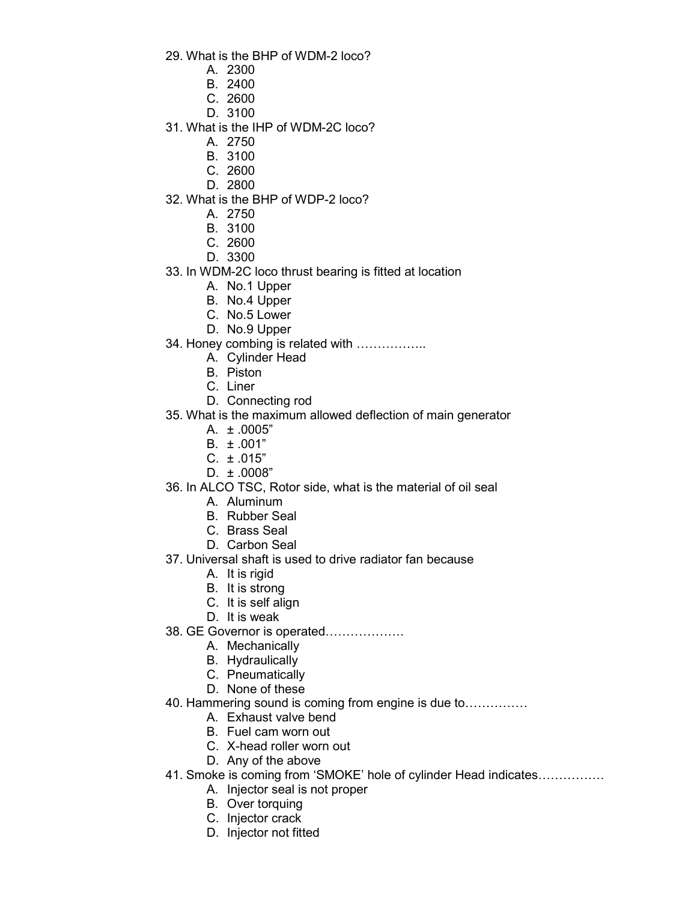29. What is the BHP of WDM-2 loco?
    A. 2300
    B. 2400
    C. 2600
    D. 3100
31. What is the IHP of WDM-2C loco?
    A. 2750
    B. 3100
    C. 2600
    D. 2800
32. What is the BHP of WDP-2 loco?
    A. 2750
    B. 3100
    C. 2600
    D. 3300
33. In WDM-2C loco thrust bearing is fitted at location
    A. No.1 Upper
    B. No.4 Upper
    C. No.5 Lower
    D. No.9 Upper
34. Honey combing is related with ……………..
    A. Cylinder Head
    B. Piston
    C. Liner
    D. Connecting rod
35. What is the maximum allowed deflection of main generator
    A. ± .0005"
    B. ± .001"
    C. ± .015"
    D. ± .0008"
36. In ALCO TSC, Rotor side, what is the material of oil seal
    A. Aluminum
    B. Rubber Seal
    C. Brass Seal
    D. Carbon Seal
37. Universal shaft is used to drive radiator fan because
    A. It is rigid
    B. It is strong
    C. It is self align
    D. It is weak
38. GE Governor is operated……………….
    A. Mechanically
    B. Hydraulically
    C. Pneumatically
    D. None of these
40. Hammering sound is coming from engine is due to……………
    A. Exhaust valve bend
    B. Fuel cam worn out
    C. X-head roller worn out
    D. Any of the above
41. Smoke is coming from 'SMOKE' hole of cylinder Head indicates……………
    A. Injector seal is not proper
    B. Over torquing
    C. Injector crack
    D. Injector not fitted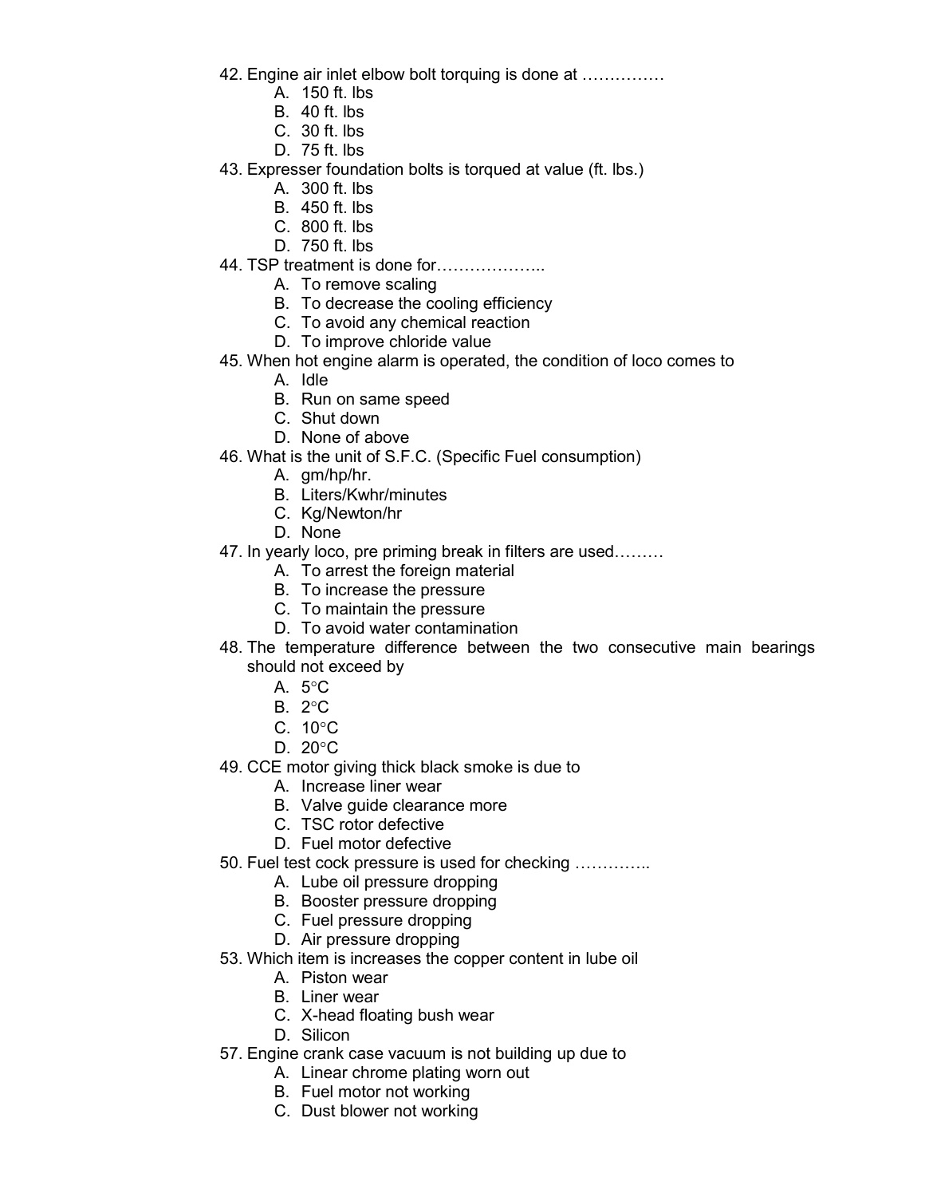42. Engine air inlet elbow bolt torquing is done at ……………
    - A. 150 ft. lbs
    - B. 40 ft. lbs
    - C. 30 ft. lbs
    - D. 75 ft. lbs
43. Expresser foundation bolts is torqued at value (ft. lbs.)
    - A. 300 ft. lbs
    - B. 450 ft. lbs
    - C. 800 ft. lbs
    - D. 750 ft. lbs
44. TSP treatment is done for………………..
    - A. To remove scaling
    - B. To decrease the cooling efficiency
    - C. To avoid any chemical reaction
    - D. To improve chloride value
45. When hot engine alarm is operated, the condition of loco comes to
    - A. Idle
    - B. Run on same speed
    - C. Shut down
    - D. None of above
46. What is the unit of S.F.C. (Specific Fuel consumption)
    - A. gm/hp/hr.
    - B. Liters/Kwhr/minutes
    - C. Kg/Newton/hr
    - D. None
47. In yearly loco, pre priming break in filters are used………
    - A. To arrest the foreign material
    - B. To increase the pressure
    - C. To maintain the pressure
    - D. To avoid water contamination
48. The temperature difference between the two consecutive main bearings should not exceed by
    - A. 5°C
    - B. 2°C
    - C. 10°C
    - D. 20°C
49. CCE motor giving thick black smoke is due to
    - A. Increase liner wear
    - B. Valve guide clearance more
    - C. TSC rotor defective
    - D. Fuel motor defective
50. Fuel test cock pressure is used for checking …………..
    - A. Lube oil pressure dropping
    - B. Booster pressure dropping
    - C. Fuel pressure dropping
    - D. Air pressure dropping
53. Which item is increases the copper content in lube oil
    - A. Piston wear
    - B. Liner wear
    - C. X-head floating bush wear
    - D. Silicon
57. Engine crank case vacuum is not building up due to
    - A. Linear chrome plating worn out
    - B. Fuel motor not working
    - C. Dust blower not working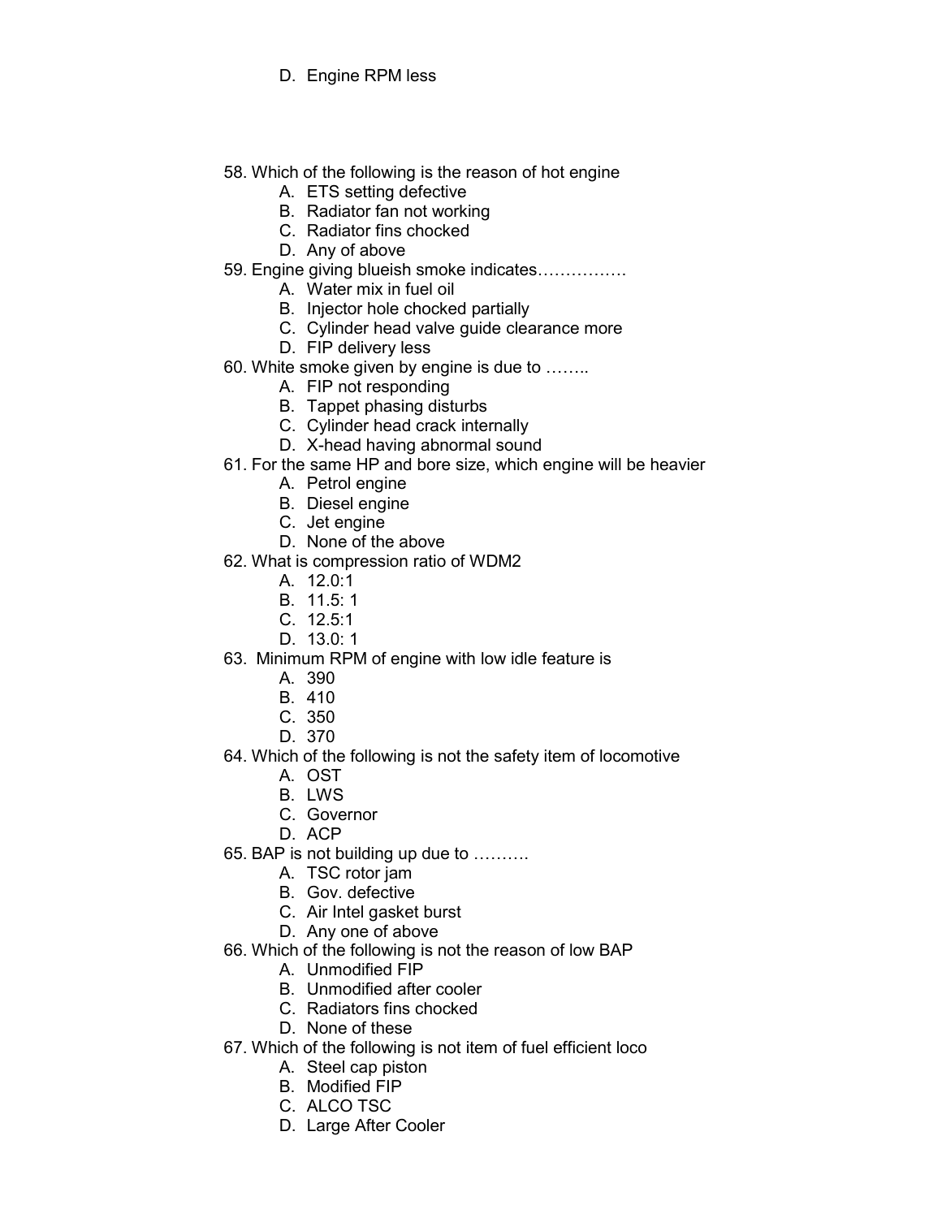D. Engine RPM less

58. Which of the following is the reason of hot engine
    A. ETS setting defective
    B. Radiator fan not working
    C. Radiator fins chocked
    D. Any of above
59. Engine giving blueish smoke indicates…………….
    A. Water mix in fuel oil
    B. Injector hole chocked partially
    C. Cylinder head valve guide clearance more
    D. FIP delivery less
60. White smoke given by engine is due to ……..
    A. FIP not responding
    B. Tappet phasing disturbs
    C. Cylinder head crack internally
    D. X-head having abnormal sound
61. For the same HP and bore size, which engine will be heavier
    A. Petrol engine
    B. Diesel engine
    C. Jet engine
    D. None of the above
62. What is compression ratio of WDM2
    A. 12.0:1
    B. 11.5: 1
    C. 12.5:1
    D. 13.0: 1
63. Minimum RPM of engine with low idle feature is
    A. 390
    B. 410
    C. 350
    D. 370
64. Which of the following is not the safety item of locomotive
    A. OST
    B. LWS
    C. Governor
    D. ACP
65. BAP is not building up due to ……….
    A. TSC rotor jam
    B. Gov. defective
    C. Air Intel gasket burst
    D. Any one of above
66. Which of the following is not the reason of low BAP
    A. Unmodified FIP
    B. Unmodified after cooler
    C. Radiators fins chocked
    D. None of these
67. Which of the following is not item of fuel efficient loco
    A. Steel cap piston
    B. Modified FIP
    C. ALCO TSC
    D. Large After Cooler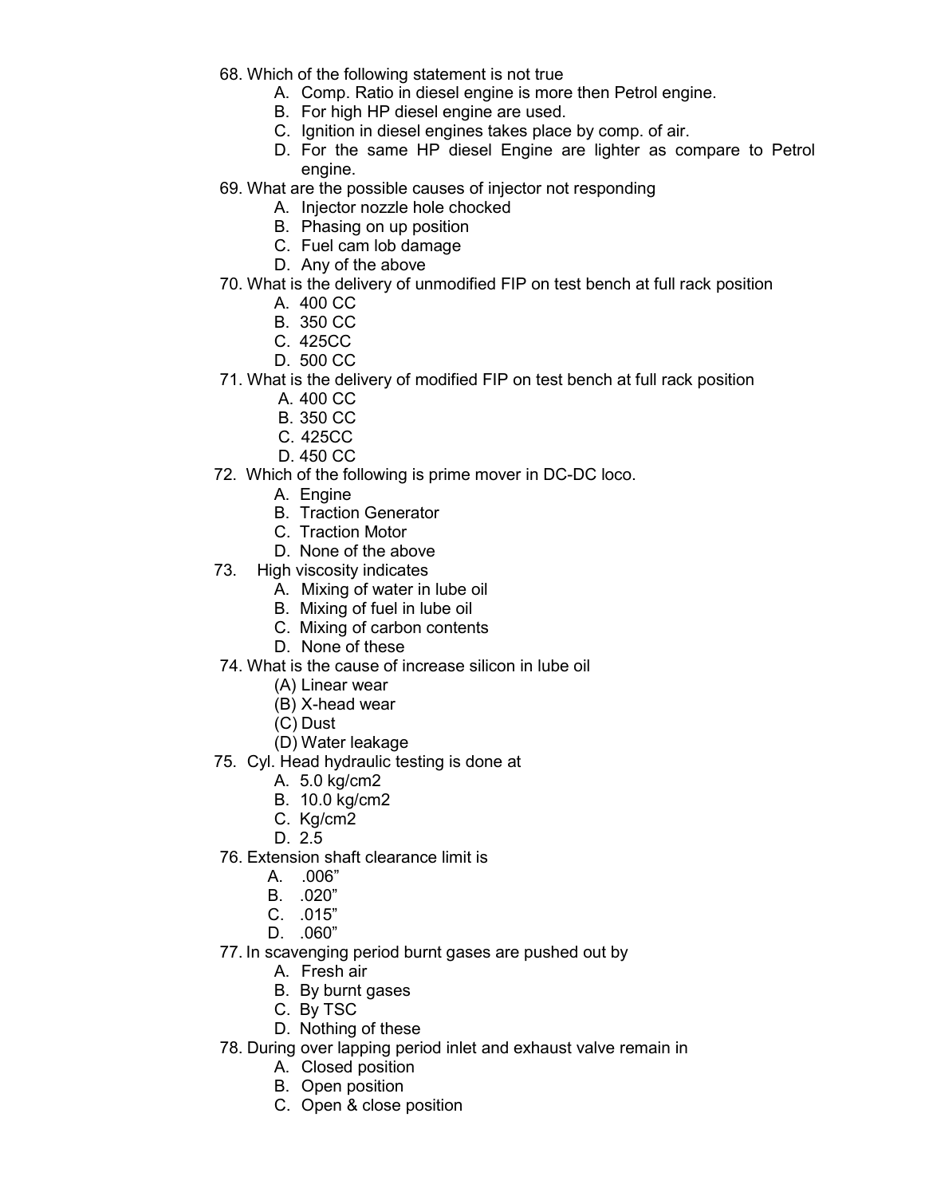68. Which of the following statement is not true
    A. Comp. Ratio in diesel engine is more then Petrol engine.
    B. For high HP diesel engine are used.
    C. Ignition in diesel engines takes place by comp. of air.
    D. For the same HP diesel Engine are lighter as compare to Petrol engine.
69. What are the possible causes of injector not responding
    A. Injector nozzle hole chocked
    B. Phasing on up position
    C. Fuel cam lob damage
    D. Any of the above
70. What is the delivery of unmodified FIP on test bench at full rack position
    A. 400 CC
    B. 350 CC
    C. 425CC
    D. 500 CC
71. What is the delivery of modified FIP on test bench at full rack position
    A. 400 CC
    B. 350 CC
    C. 425CC
    D. 450 CC
72. Which of the following is prime mover in DC-DC loco.
    A. Engine
    B. Traction Generator
    C. Traction Motor
    D. None of the above
73. High viscosity indicates
    A. Mixing of water in lube oil
    B. Mixing of fuel in lube oil
    C. Mixing of carbon contents
    D. None of these
74. What is the cause of increase silicon in lube oil
    (A) Linear wear
    (B) X-head wear
    (C) Dust
    (D) Water leakage
75. Cyl. Head hydraulic testing is done at
    A. 5.0 kg/cm2
    B. 10.0 kg/cm2
    C. Kg/cm2
    D. 2.5
76. Extension shaft clearance limit is
    A. .006”
    B. .020”
    C. .015”
    D. .060”
77. In scavenging period burnt gases are pushed out by
    A. Fresh air
    B. By burnt gases
    C. By TSC
    D. Nothing of these
78. During over lapping period inlet and exhaust valve remain in
    A. Closed position
    B. Open position
    C. Open & close position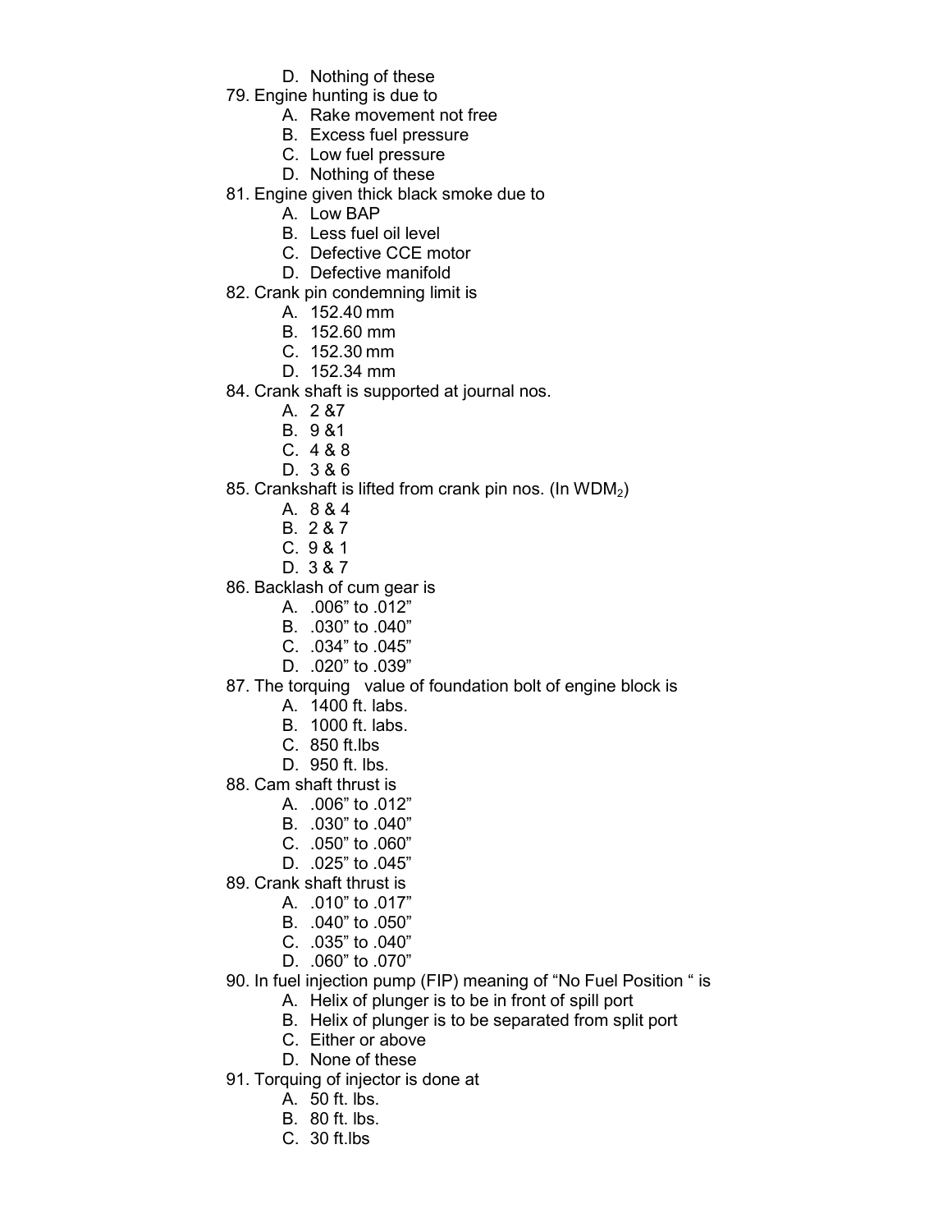D. Nothing of these

79. Engine hunting is due to
    A. Rake movement not free
    B. Excess fuel pressure
    C. Low fuel pressure
    D. Nothing of these

81. Engine given thick black smoke due to
    A. Low BAP
    B. Less fuel oil level
    C. Defective CCE motor
    D. Defective manifold

82. Crank pin condemning limit is
    A. 152.40 mm
    B. 152.60 mm
    C. 152.30 mm
    D. 152.34 mm

84. Crank shaft is supported at journal nos.
    A. 2 &7
    B. 9 &1
    C. 4 & 8
    D. 3 & 6

85. Crankshaft is lifted from crank pin nos. (In $WDM_2$)
    A. 8 & 4
    B. 2 & 7
    C. 9 & 1
    D. 3 & 7

86. Backlash of cum gear is
    A. .006” to .012”
    B. .030” to .040”
    C. .034” to .045”
    D. .020” to .039”

87. The torquing value of foundation bolt of engine block is
    A. 1400 ft. labs.
    B. 1000 ft. labs.
    C. 850 ft.lbs
    D. 950 ft. lbs.

88. Cam shaft thrust is
    A. .006” to .012”
    B. .030” to .040”
    C. .050” to .060”
    D. .025” to .045”

89. Crank shaft thrust is
    A. .010” to .017”
    B. .040” to .050”
    C. .035” to .040”
    D. .060” to .070”

90. In fuel injection pump (FIP) meaning of “No Fuel Position “ is
    A. Helix of plunger is to be in front of spill port
    B. Helix of plunger is to be separated from split port
    C. Either or above
    D. None of these

91. Torquing of injector is done at
    A. 50 ft. lbs.
    B. 80 ft. lbs.
    C. 30 ft.lbs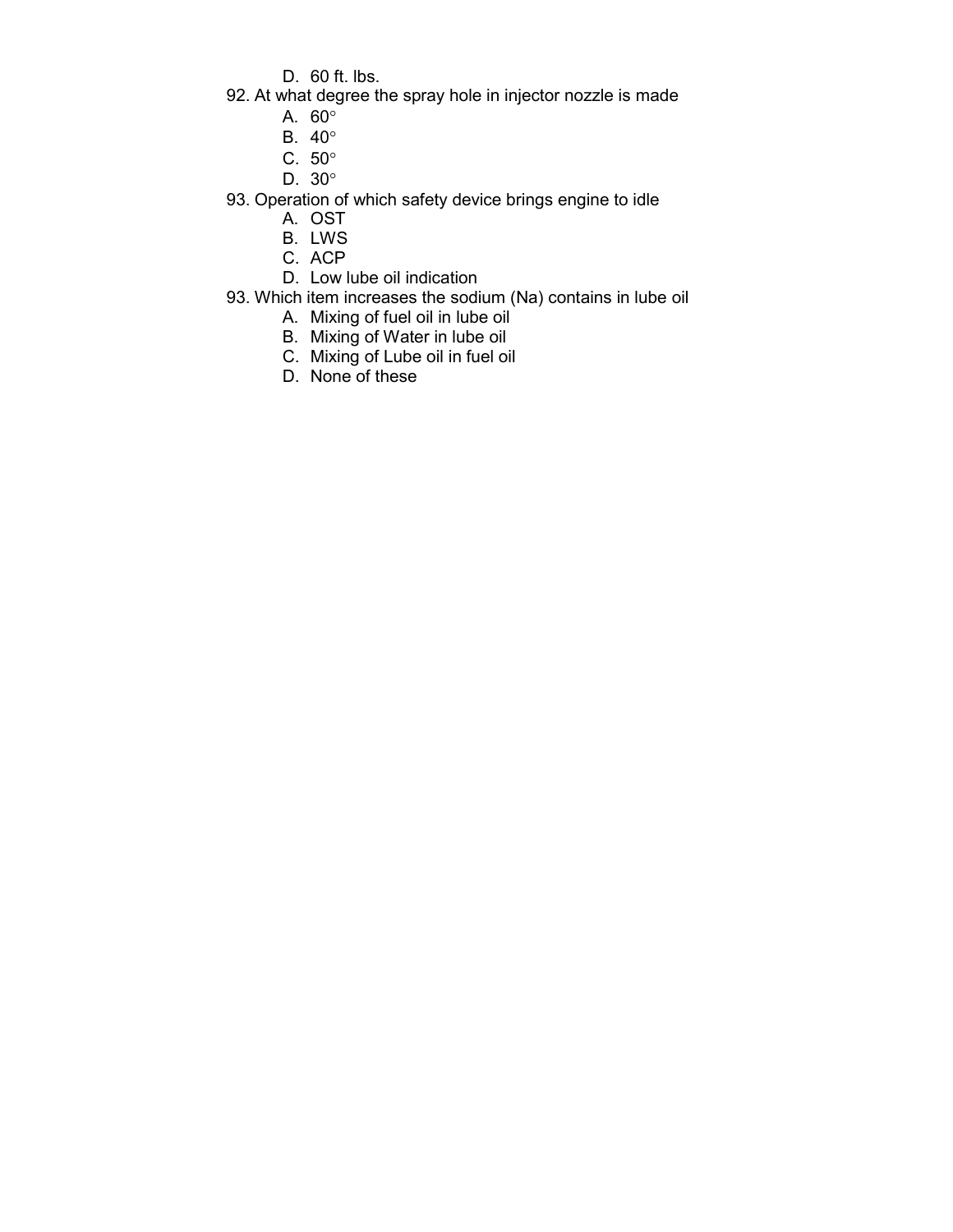D. 60 ft. lbs.

92. At what degree the spray hole in injector nozzle is made
    A. 60°
    B. 40°
    C. 50°
    D. 30°

93. Operation of which safety device brings engine to idle
    A. OST
    B. LWS
    C. ACP
    D. Low lube oil indication

93. Which item increases the sodium (Na) contains in lube oil
    A. Mixing of fuel oil in lube oil
    B. Mixing of Water in lube oil
    C. Mixing of Lube oil in fuel oil
    D. None of these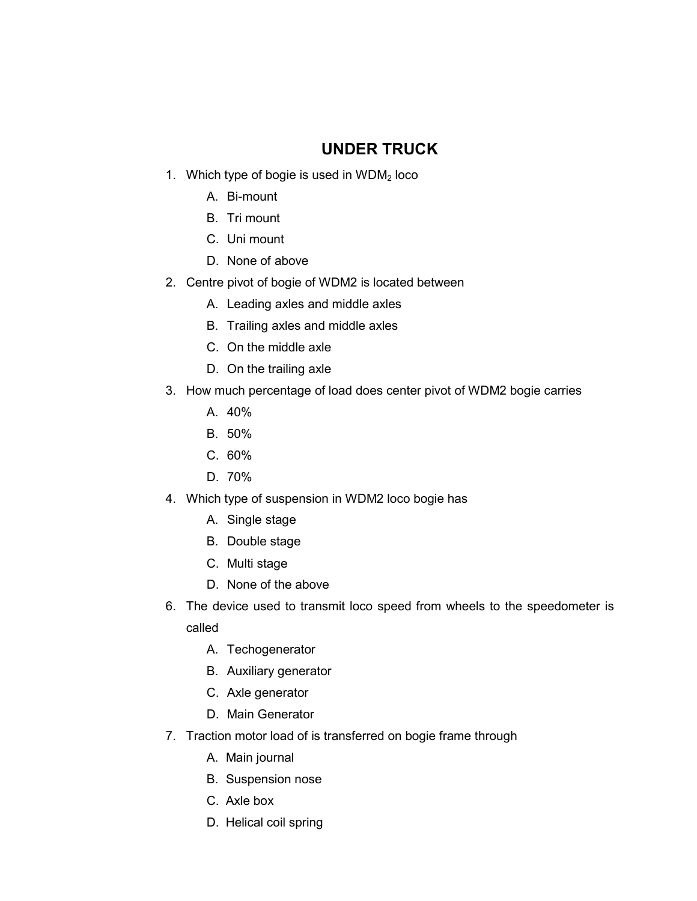# UNDER TRUCK

1. Which type of bogie is used in $WDM_2$ loco
   - A. Bi-mount
   - B. Tri mount
   - C. Uni mount
   - D. None of above
2. Centre pivot of bogie of WDM2 is located between
   - A. Leading axles and middle axles
   - B. Trailing axles and middle axles
   - C. On the middle axle
   - D. On the trailing axle
3. How much percentage of load does center pivot of WDM2 bogie carries
   - A. 40%
   - B. 50%
   - C. 60%
   - D. 70%
4. Which type of suspension in WDM2 loco bogie has
   - A. Single stage
   - B. Double stage
   - C. Multi stage
   - D. None of the above
6. The device used to transmit loco speed from wheels to the speedometer is called
   - A. Techogenerator
   - B. Auxiliary generator
   - C. Axle generator
   - D. Main Generator
7. Traction motor load of is transferred on bogie frame through
   - A. Main journal
   - B. Suspension nose
   - C. Axle box
   - D. Helical coil spring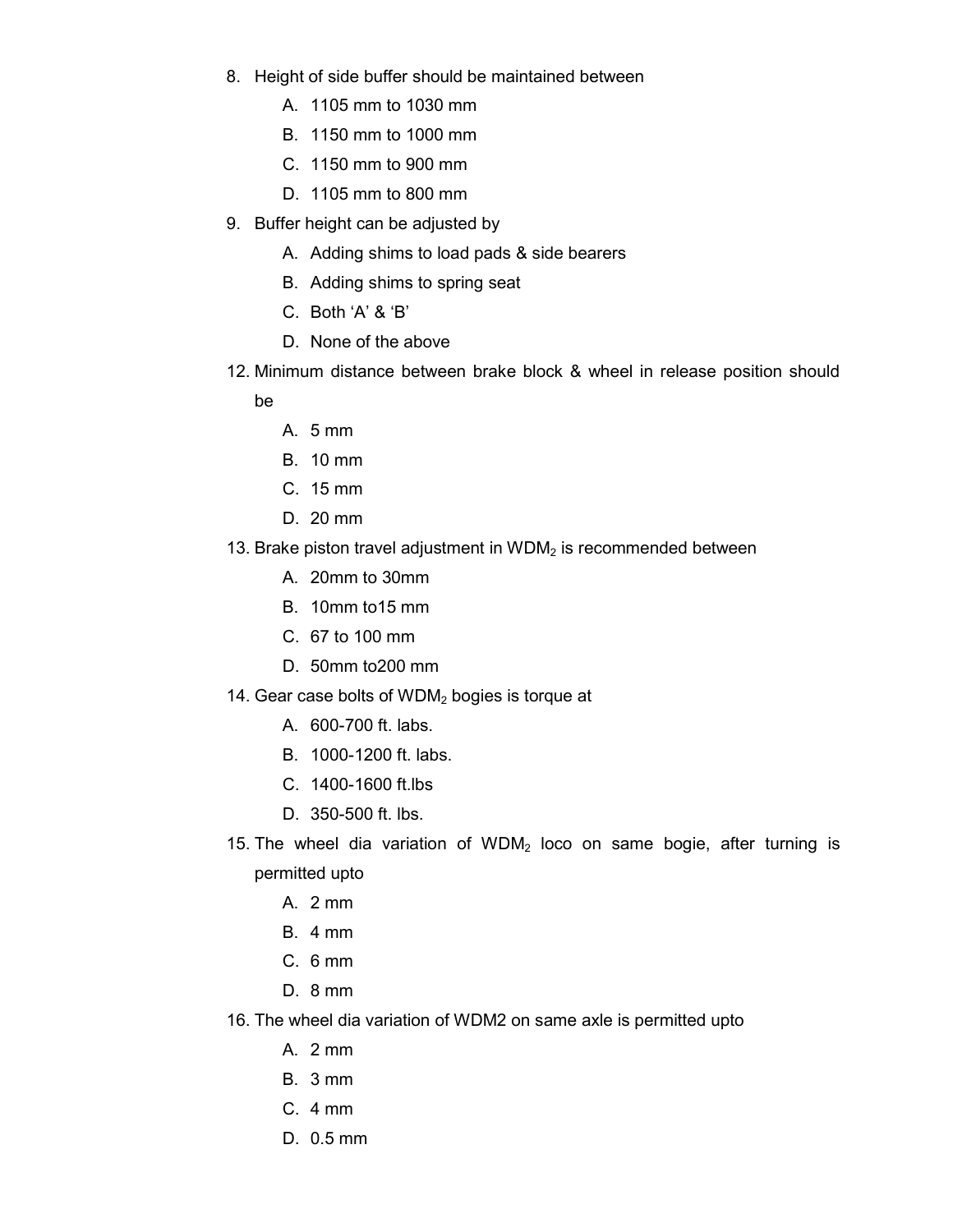8. Height of side buffer should be maintained between

    A. 1105 mm to 1030 mm

    B. 1150 mm to 1000 mm

    C. 1150 mm to 900 mm

    D. 1105 mm to 800 mm

9. Buffer height can be adjusted by

    A. Adding shims to load pads & side bearers

    B. Adding shims to spring seat

    C. Both 'A' & 'B'

    D. None of the above

12. Minimum distance between brake block & wheel in release position should be

    A. 5 mm

    B. 10 mm

    C. 15 mm

    D. 20 mm

13. Brake piston travel adjustment in $WDM_2$ is recommended between

    A. 20mm to 30mm

    B. 10mm to15 mm

    C. 67 to 100 mm

    D. 50mm to200 mm

14. Gear case bolts of $WDM_2$ bogies is torque at

    A. 600-700 ft. labs.

    B. 1000-1200 ft. labs.

    C. 1400-1600 ft.lbs

    D. 350-500 ft. lbs.

15. The wheel dia variation of $WDM_2$ loco on same bogie, after turning is permitted upto

    A. 2 mm

    B. 4 mm

    C. 6 mm

    D. 8 mm

16. The wheel dia variation of WDM2 on same axle is permitted upto

    A. 2 mm

    B. 3 mm

    C. 4 mm

    D. 0.5 mm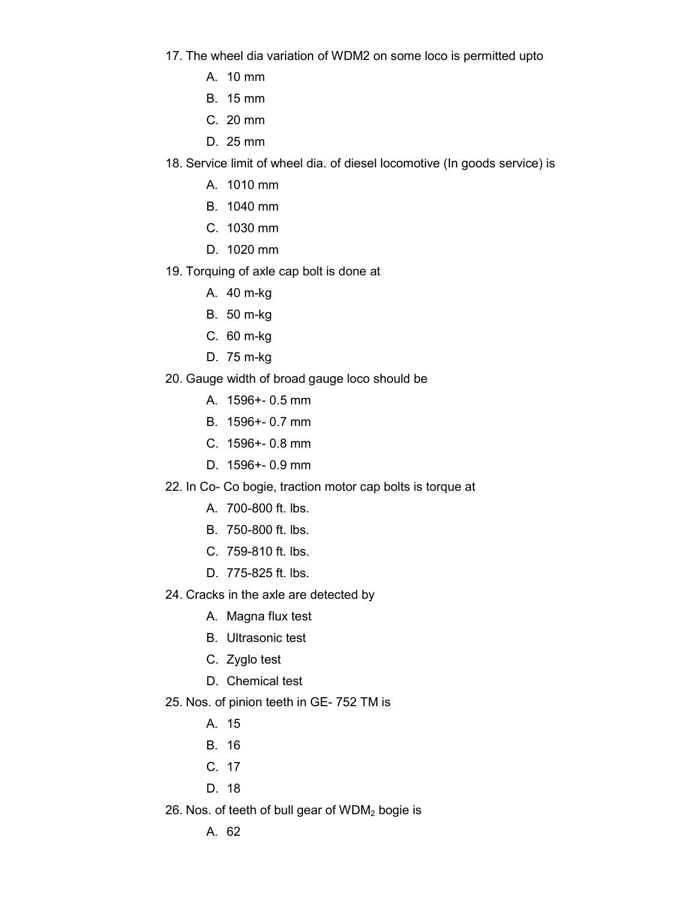17. The wheel dia variation of WDM2 on some loco is permitted upto

    A. 10 mm
    B. 15 mm
    C. 20 mm
    D. 25 mm

18. Service limit of wheel dia. of diesel locomotive (In goods service) is

    A. 1010 mm
    B. 1040 mm
    C. 1030 mm
    D. 1020 mm

19. Torquing of axle cap bolt is done at

    A. 40 m-kg
    B. 50 m-kg
    C. 60 m-kg
    D. 75 m-kg

20. Gauge width of broad gauge loco should be

    A. 1596+- 0.5 mm
    B. 1596+- 0.7 mm
    C. 1596+- 0.8 mm
    D. 1596+- 0.9 mm

22. In Co- Co bogie, traction motor cap bolts is torque at

    A. 700-800 ft. lbs.
    B. 750-800 ft. lbs.
    C. 759-810 ft. lbs.
    D. 775-825 ft. lbs.

24. Cracks in the axle are detected by

    A. Magna flux test
    B. Ultrasonic test
    C. Zyglo test
    D. Chemical test

25. Nos. of pinion teeth in GE- 752 TM is

    A. 15
    B. 16
    C. 17
    D. 18

26. Nos. of teeth of bull gear of $WDM_2$ bogie is

    A. 62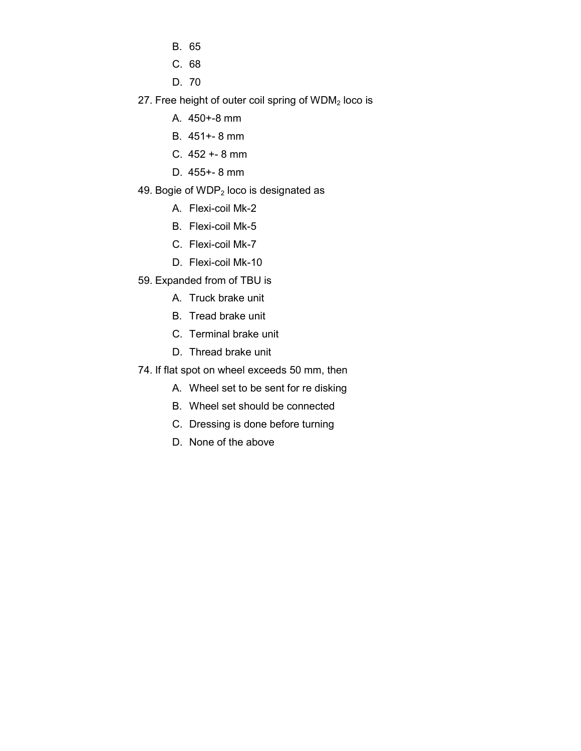B. 65
   C. 68
   D. 70

27. Free height of outer coil spring of $WDM_2$ loco is
   A. 450+-8 mm
   B. 451+- 8 mm
   C. 452 +- 8 mm
   D. 455+- 8 mm

49. Bogie of $WDP_2$ loco is designated as
   A. Flexi-coil Mk-2
   B. Flexi-coil Mk-5
   C. Flexi-coil Mk-7
   D. Flexi-coil Mk-10

59. Expanded from of TBU is
   A. Truck brake unit
   B. Tread brake unit
   C. Terminal brake unit
   D. Thread brake unit

74. If flat spot on wheel exceeds 50 mm, then
   A. Wheel set to be sent for re disking
   B. Wheel set should be connected
   C. Dressing is done before turning
   D. None of the above